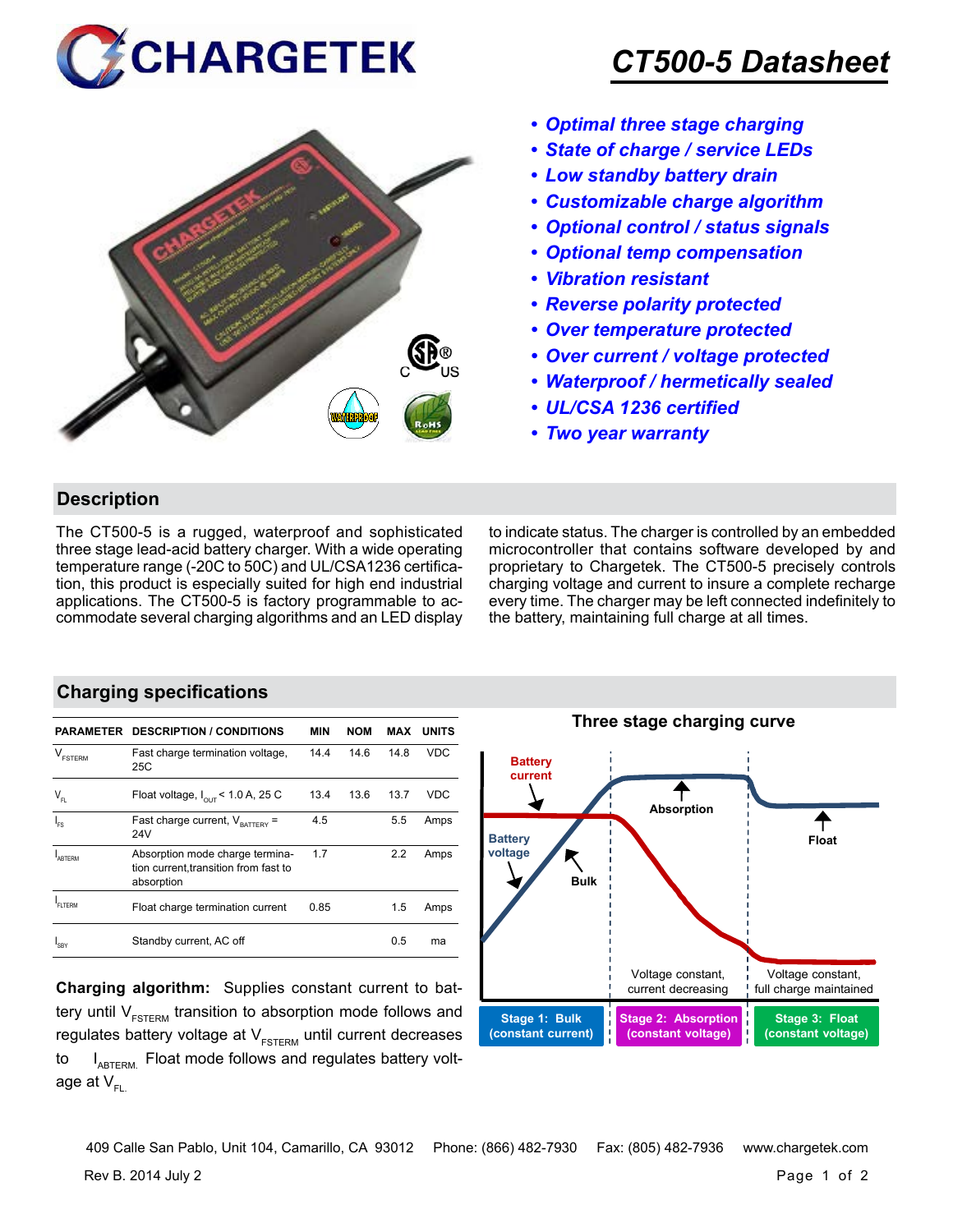# CHARGETEK

# CT500-5 Datasheet

- *Optimal three stage charging*
- *State of charge / service LEDs*
- *Low standby battery drain*
- *Customizable charge algorithm*
- *Optional control / status signals*
- *Optional temp compensation*
- *Vibration resistant*
- *Reverse polarity protected*
- *Over temperature protected*
- *Over current / voltage protected*
- *Waterproof / hermetically sealed*
- *UL/CSA 1236 certified*
- *Two year warranty*

## Description

The CT500-5 is a rugged, waterproof and sophisticated three stage lead-acid battery charger. With a wide operating temperature range (-20C to 50C) and UL/CSA1236 certification, this product is especially suited for high end industrial applications. The CT500-5 is factory programmable to accommodate several charging algorithms and an LED display to indicate status. The charger is controlled by an embedded microcontroller that contains software developed by and proprietary to Chargetek. The CT500-5 precisely controls charging voltage and current to insure a complete recharge every time. The charger may be left connected indefinitely to the battery, maintaining full charge at all times.

## Charging specifications

| PARAMETER | DESCRIPTION / CONDITIONS | MIN | NOM | MAX | UNITS |
|---|---|---|---|---|---|
| $V_{FSTERM}$ | Fast charge termination voltage, 25C | 14.4 | 14.6 | 14.8 | VDC |
| $V_{FL}$ | Float voltage, $I_{OUT}$ < 1.0 A, 25 C | 13.4 | 13.6 | 13.7 | VDC |
| $I_{FS}$ | Fast charge current, $V_{BATTERY}$ = 24V | 4.5 | | 5.5 | Amps |
| $I_{ABTERM}$ | Absorption mode charge termination current,transition from fast to absorption | 1.7 | | 2.2 | Amps |
| $I_{FLTERM}$ | Float charge termination current | 0.85 | | 1.5 | Amps |
| $I_{SBY}$ | Standby current, AC off | | | 0.5 | ma |

**Charging algorithm:** Supplies constant current to battery until $V_{FSTERM}$ transition to absorption mode follows and regulates battery voltage at $V_{FSTERM}$ until current decreases to $I_{ABTERM}$. Float mode follows and regulates battery voltage at $V_{FL}$.

### Three stage charging curve

Battery current · Battery voltage · Bulk · Absorption · Float

Voltage constant, current decreasing · Voltage constant, full charge maintained

**Stage 1: Bulk (constant current)** | **Stage 2: Absorption (constant voltage)** | **Stage 3: Float (constant voltage)**

409 Calle San Pablo, Unit 104, Camarillo, CA 93012 Phone: (866) 482-7930 Fax: (805) 482-7936 www.chargetek.com

Rev B. 2014 July 2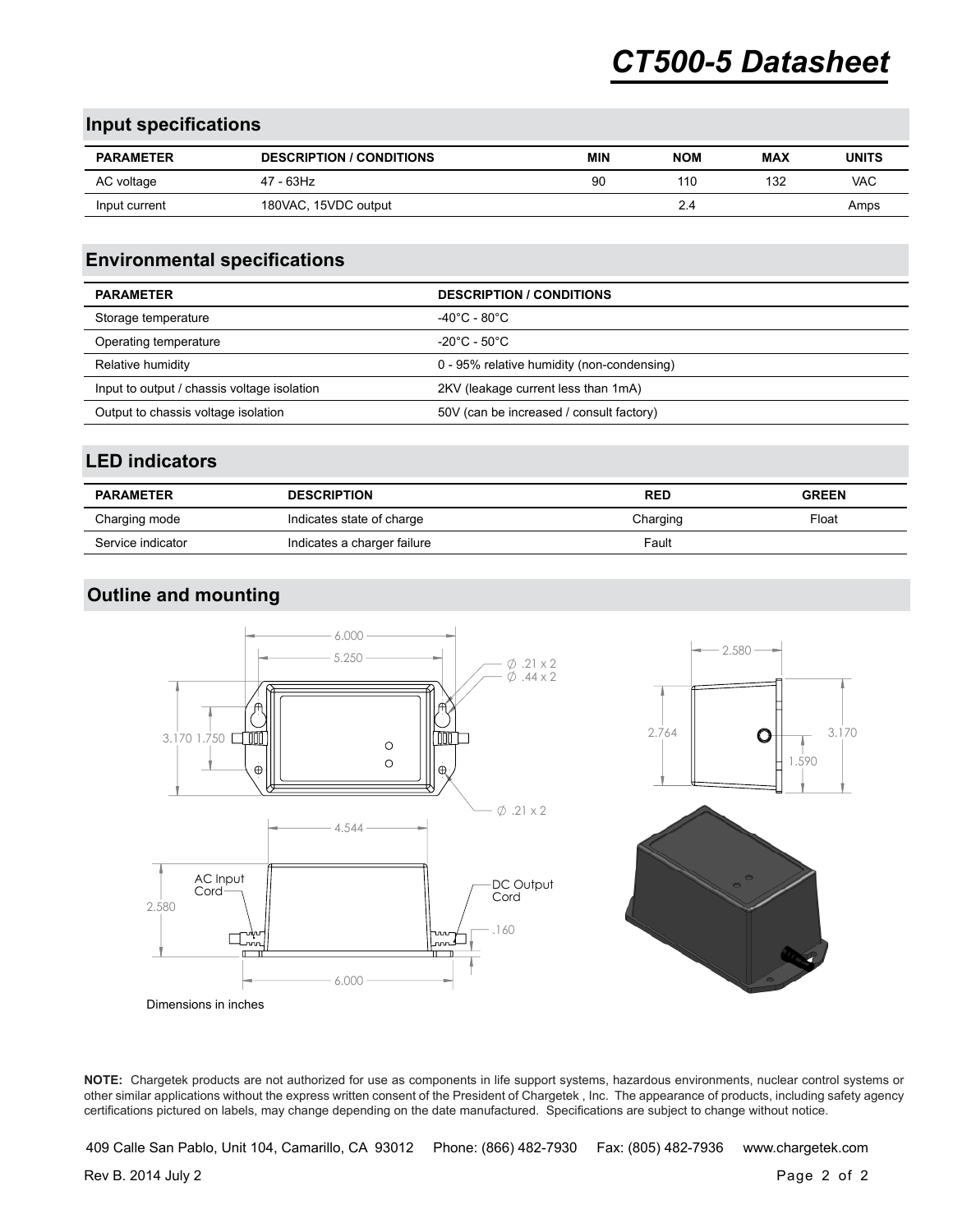# CT500-5 Datasheet

## Input specifications

| PARAMETER | DESCRIPTION / CONDITIONS | MIN | NOM | MAX | UNITS |
|---|---|---|---|---|---|
| AC voltage | 47 - 63Hz | 90 | 110 | 132 | VAC |
| Input current | 180VAC, 15VDC output | | 2.4 | | Amps |

## Environmental specifications

| PARAMETER | DESCRIPTION / CONDITIONS |
|---|---|
| Storage temperature | -40°C - 80°C |
| Operating temperature | -20°C - 50°C |
| Relative humidity | 0 - 95% relative humidity (non-condensing) |
| Input to output / chassis voltage isolation | 2KV (leakage current less than 1mA) |
| Output to chassis voltage isolation | 50V (can be increased / consult factory) |

## LED indicators

| PARAMETER | DESCRIPTION | RED | GREEN |
|---|---|---|---|
| Charging mode | Indicates state of charge | Charging | Float |
| Service indicator | Indicates a charger failure | Fault | |

## Outline and mounting

6.000
5.250
∅ .21 x 2
∅ .44 x 2
3.170 1.750
∅ .21 x 2
4.544
AC Input Cord
DC Output Cord
2.580
.160
6.000
2.580
2.764
3.170
1.590

Dimensions in inches

**NOTE:** Chargetek products are not authorized for use as components in life support systems, hazardous environments, nuclear control systems or other similar applications without the express written consent of the President of Chargetek , Inc. The appearance of products, including safety agency certifications pictured on labels, may change depending on the date manufactured. Specifications are subject to change without notice.

409 Calle San Pablo, Unit 104, Camarillo, CA 93012 Phone: (866) 482-7930 Fax: (805) 482-7936 www.chargetek.com

Rev B. 2014 July 2